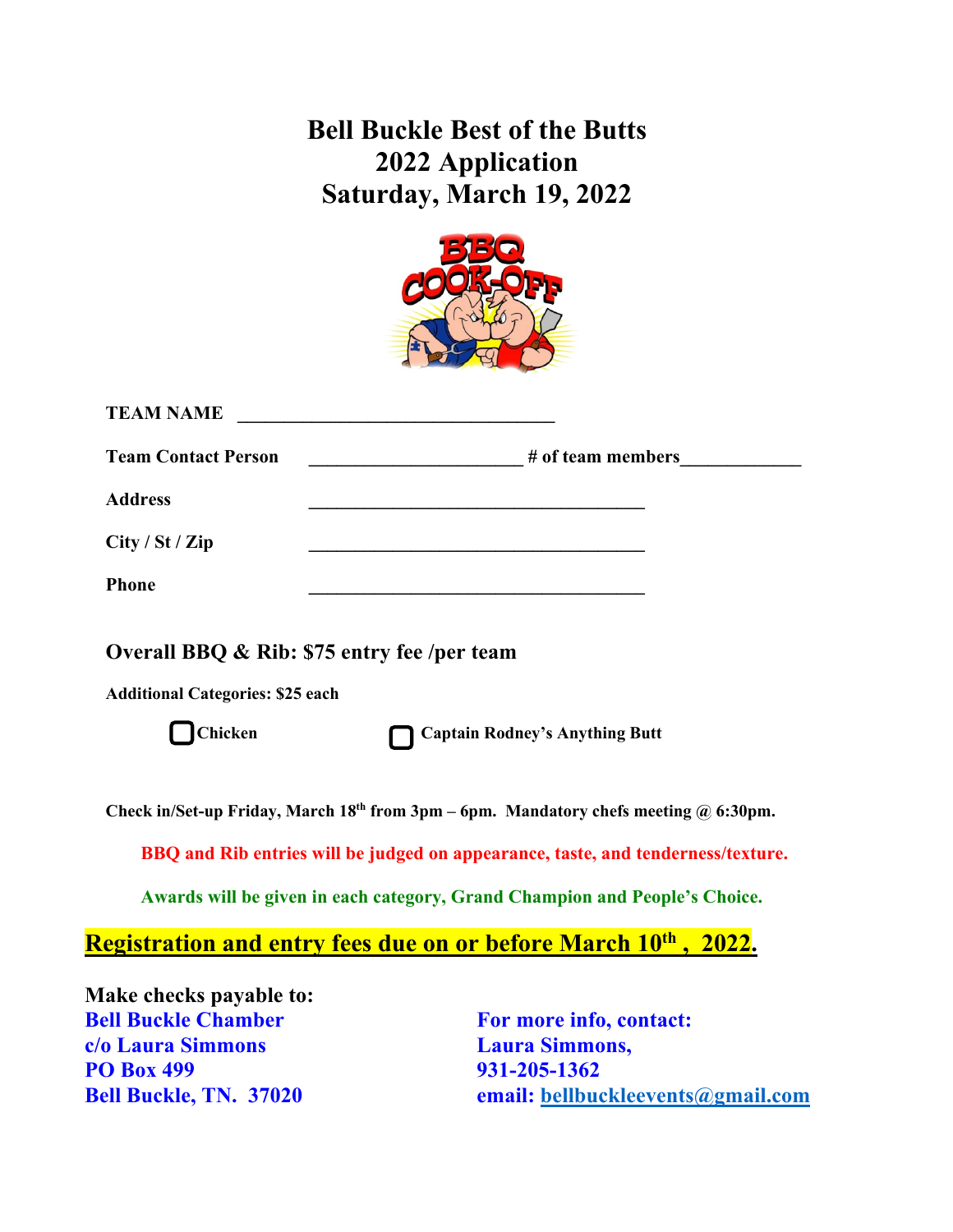# Bell Buckle Best of the Butts
# 2022 Application
# Saturday, March 19, 2022

**TEAM NAME** ________________________________

**Team Contact Person** ______________________ **# of team members**____________

**Address** ________________________________

**City / St / Zip** ________________________________

**Phone** ________________________________

## Overall BBQ & Rib: $75 entry fee /per team

**Additional Categories: $25 each**

☐ **Chicken** ☐ **Captain Rodney's Anything Butt**

**Check in/Set-up Friday, March 18th from 3pm – 6pm. Mandatory chefs meeting @ 6:30pm.**

**BBQ and Rib entries will be judged on appearance, taste, and tenderness/texture.**

**Awards will be given in each category, Grand Champion and People's Choice.**

## Registration and entry fees due on or before March 10th, 2022.

**Make checks payable to:**
**Bell Buckle Chamber**
**c/o Laura Simmons**
**PO Box 499**
**Bell Buckle, TN. 37020**

**For more info, contact:**
**Laura Simmons,**
**931-205-1362**
**email: bellbuckleevents@gmail.com**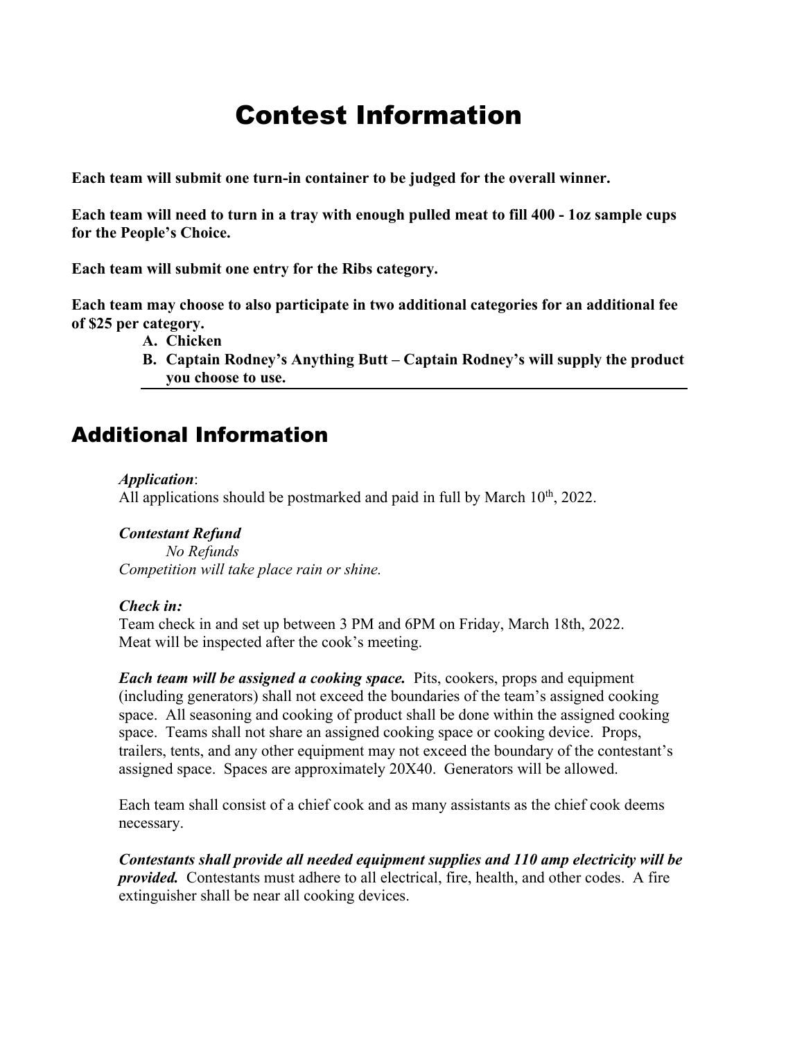# Contest Information

**Each team will submit one turn-in container to be judged for the overall winner.**

**Each team will need to turn in a tray with enough pulled meat to fill 400 - 1oz sample cups for the People's Choice.**

**Each team will submit one entry for the Ribs category.**

**Each team may choose to also participate in two additional categories for an additional fee of $25 per category.**

A. **Chicken**
B. **Captain Rodney's Anything Butt – Captain Rodney's will supply the product you choose to use.**

---

## Additional Information

***Application***:
All applications should be postmarked and paid in full by March 10th, 2022.

***Contestant Refund***
*No Refunds*
*Competition will take place rain or shine.*

***Check in:***
Team check in and set up between 3 PM and 6PM on Friday, March 18th, 2022.
Meat will be inspected after the cook's meeting.

***Each team will be assigned a cooking space.*** Pits, cookers, props and equipment (including generators) shall not exceed the boundaries of the team's assigned cooking space. All seasoning and cooking of product shall be done within the assigned cooking space. Teams shall not share an assigned cooking space or cooking device. Props, trailers, tents, and any other equipment may not exceed the boundary of the contestant's assigned space. Spaces are approximately 20X40. Generators will be allowed.

Each team shall consist of a chief cook and as many assistants as the chief cook deems necessary.

***Contestants shall provide all needed equipment supplies and 110 amp electricity will be provided.*** Contestants must adhere to all electrical, fire, health, and other codes. A fire extinguisher shall be near all cooking devices.